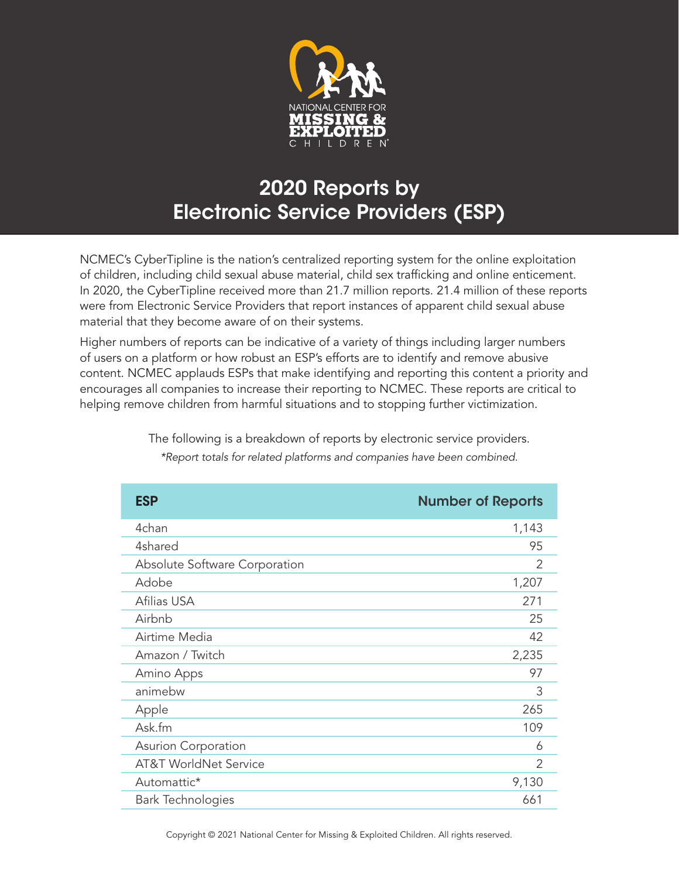NATIONAL CENTER FOR
MISSING & EXPLOITED
CHILDREN®

# 2020 Reports by Electronic Service Providers (ESP)

NCMEC's CyberTipline is the nation's centralized reporting system for the online exploitation of children, including child sexual abuse material, child sex trafficking and online enticement. In 2020, the CyberTipline received more than 21.7 million reports. 21.4 million of these reports were from Electronic Service Providers that report instances of apparent child sexual abuse material that they become aware of on their systems.

Higher numbers of reports can be indicative of a variety of things including larger numbers of users on a platform or how robust an ESP's efforts are to identify and remove abusive content. NCMEC applauds ESPs that make identifying and reporting this content a priority and encourages all companies to increase their reporting to NCMEC. These reports are critical to helping remove children from harmful situations and to stopping further victimization.

The following is a breakdown of reports by electronic service providers.

*\*Report totals for related platforms and companies have been combined.*

| ESP | Number of Reports |
|---|---|
| 4chan | 1,143 |
| 4shared | 95 |
| Absolute Software Corporation | 2 |
| Adobe | 1,207 |
| Afilias USA | 271 |
| Airbnb | 25 |
| Airtime Media | 42 |
| Amazon / Twitch | 2,235 |
| Amino Apps | 97 |
| animebw | 3 |
| Apple | 265 |
| Ask.fm | 109 |
| Asurion Corporation | 6 |
| AT&T WorldNet Service | 2 |
| Automattic* | 9,130 |
| Bark Technologies | 661 |

Copyright © 2021 National Center for Missing & Exploited Children. All rights reserved.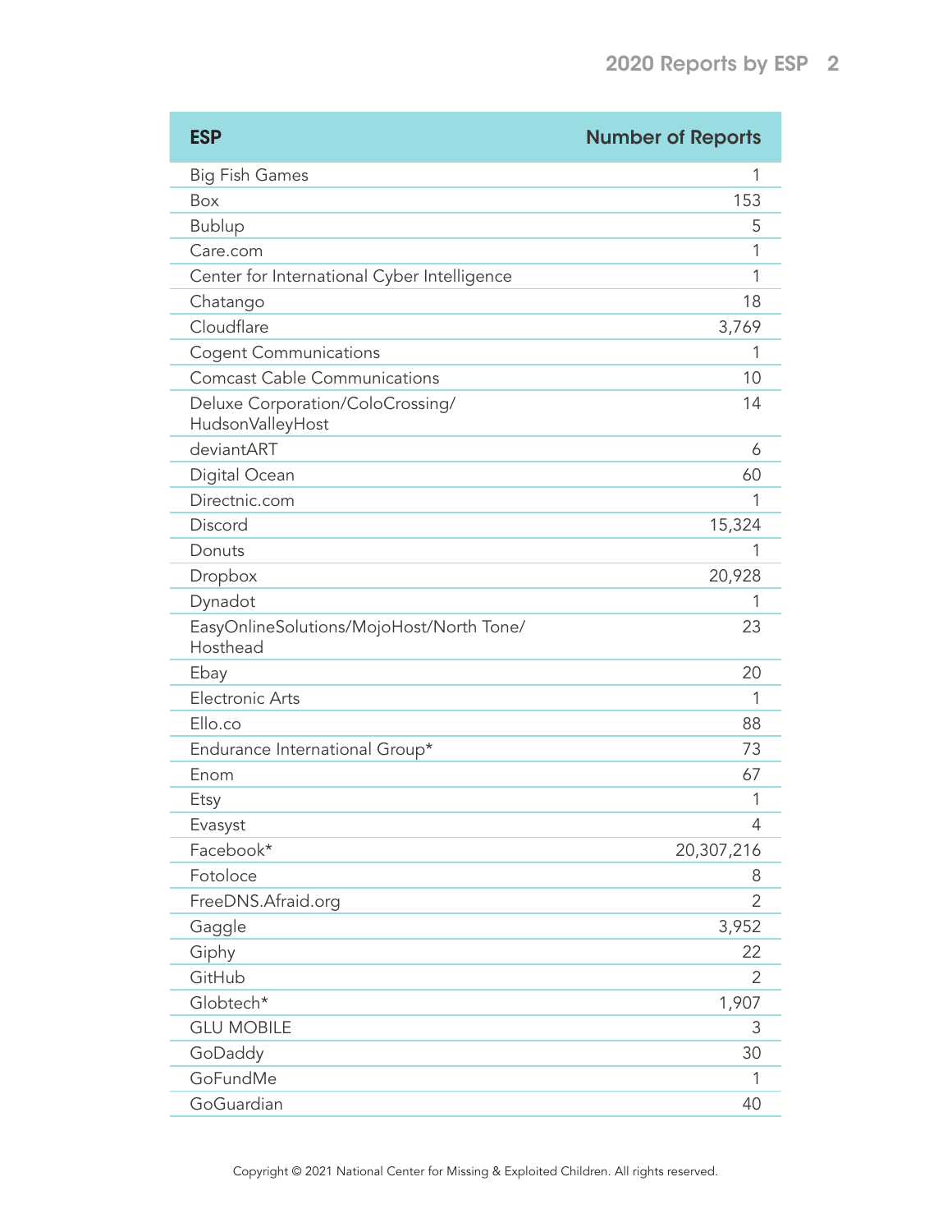| ESP | Number of Reports |
| --- | --- |
| Big Fish Games | 1 |
| Box | 153 |
| Bublup | 5 |
| Care.com | 1 |
| Center for International Cyber Intelligence | 1 |
| Chatango | 18 |
| Cloudflare | 3,769 |
| Cogent Communications | 1 |
| Comcast Cable Communications | 10 |
| Deluxe Corporation/ColoCrossing/HudsonValleyHost | 14 |
| deviantART | 6 |
| Digital Ocean | 60 |
| Directnic.com | 1 |
| Discord | 15,324 |
| Donuts | 1 |
| Dropbox | 20,928 |
| Dynadot | 1 |
| EasyOnlineSolutions/MojoHost/North Tone/Hosthead | 23 |
| Ebay | 20 |
| Electronic Arts | 1 |
| Ello.co | 88 |
| Endurance International Group* | 73 |
| Enom | 67 |
| Etsy | 1 |
| Evasyst | 4 |
| Facebook* | 20,307,216 |
| Fotoloce | 8 |
| FreeDNS.Afraid.org | 2 |
| Gaggle | 3,952 |
| Giphy | 22 |
| GitHub | 2 |
| Globtech* | 1,907 |
| GLU MOBILE | 3 |
| GoDaddy | 30 |
| GoFundMe | 1 |
| GoGuardian | 40 |

Copyright © 2021 National Center for Missing & Exploited Children. All rights reserved.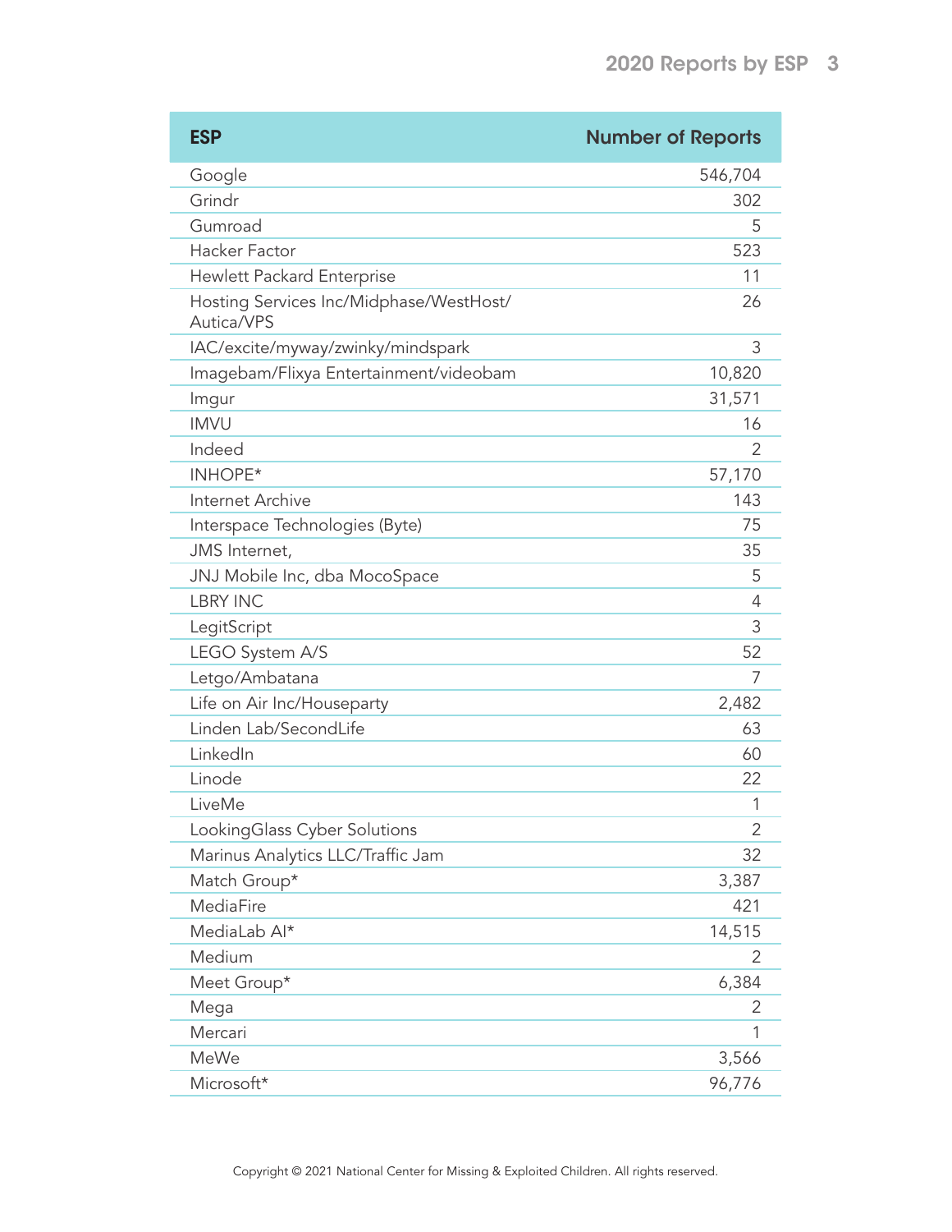| ESP | Number of Reports |
|---|---|
| Google | 546,704 |
| Grindr | 302 |
| Gumroad | 5 |
| Hacker Factor | 523 |
| Hewlett Packard Enterprise | 11 |
| Hosting Services Inc/Midphase/WestHost/ Autica/VPS | 26 |
| IAC/excite/myway/zwinky/mindspark | 3 |
| Imagebam/Flixya Entertainment/videobam | 10,820 |
| Imgur | 31,571 |
| IMVU | 16 |
| Indeed | 2 |
| INHOPE* | 57,170 |
| Internet Archive | 143 |
| Interspace Technologies (Byte) | 75 |
| JMS Internet, | 35 |
| JNJ Mobile Inc, dba MocoSpace | 5 |
| LBRY INC | 4 |
| LegitScript | 3 |
| LEGO System A/S | 52 |
| Letgo/Ambatana | 7 |
| Life on Air Inc/Houseparty | 2,482 |
| Linden Lab/SecondLife | 63 |
| LinkedIn | 60 |
| Linode | 22 |
| LiveMe | 1 |
| LookingGlass Cyber Solutions | 2 |
| Marinus Analytics LLC/Traffic Jam | 32 |
| Match Group* | 3,387 |
| MediaFire | 421 |
| MediaLab AI* | 14,515 |
| Medium | 2 |
| Meet Group* | 6,384 |
| Mega | 2 |
| Mercari | 1 |
| MeWe | 3,566 |
| Microsoft* | 96,776 |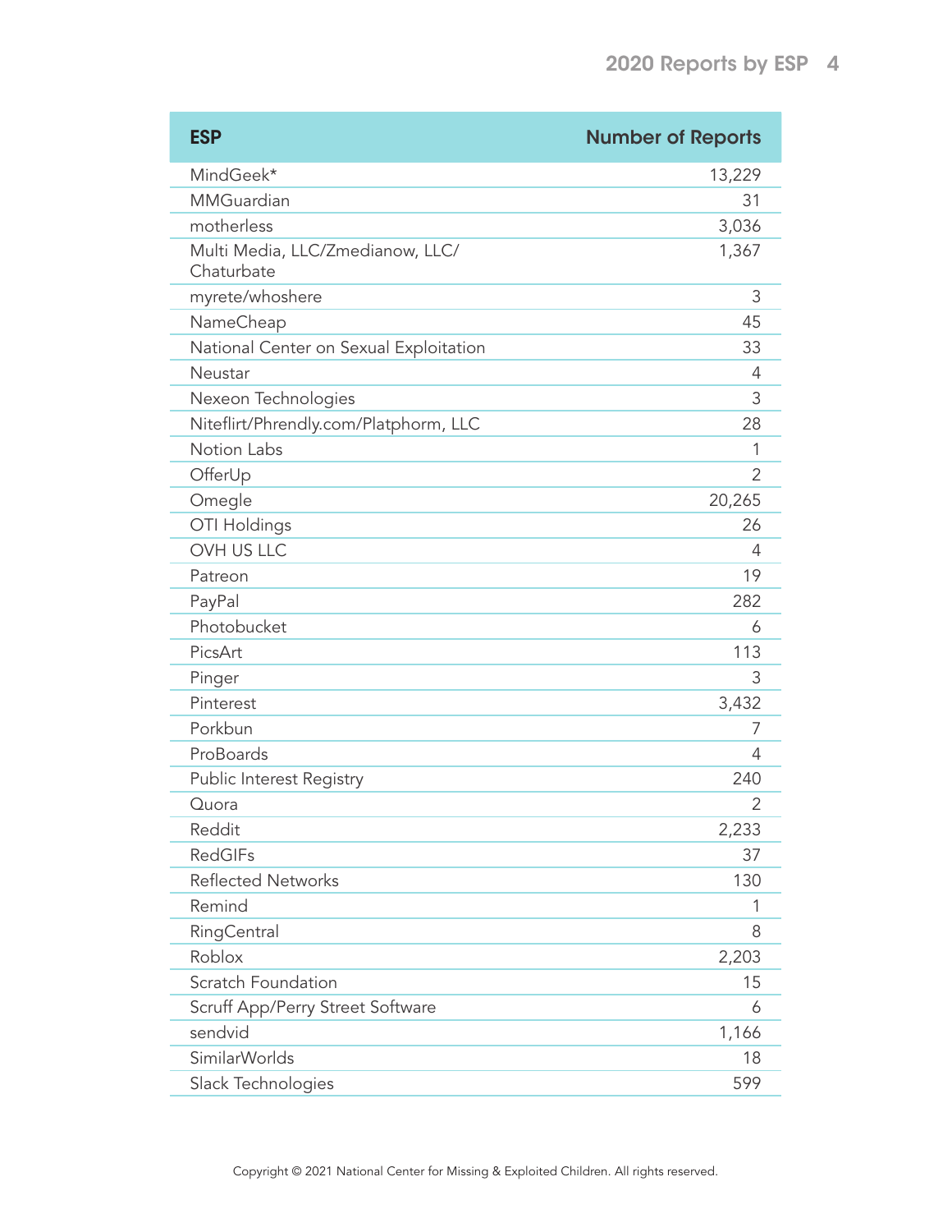| ESP | Number of Reports |
|---|---|
| MindGeek* | 13,229 |
| MMGuardian | 31 |
| motherless | 3,036 |
| Multi Media, LLC/Zmedianow, LLC/ Chaturbate | 1,367 |
| myrete/whoshere | 3 |
| NameCheap | 45 |
| National Center on Sexual Exploitation | 33 |
| Neustar | 4 |
| Nexeon Technologies | 3 |
| Niteflirt/Phrendly.com/Platphorm, LLC | 28 |
| Notion Labs | 1 |
| OfferUp | 2 |
| Omegle | 20,265 |
| OTI Holdings | 26 |
| OVH US LLC | 4 |
| Patreon | 19 |
| PayPal | 282 |
| Photobucket | 6 |
| PicsArt | 113 |
| Pinger | 3 |
| Pinterest | 3,432 |
| Porkbun | 7 |
| ProBoards | 4 |
| Public Interest Registry | 240 |
| Quora | 2 |
| Reddit | 2,233 |
| RedGIFs | 37 |
| Reflected Networks | 130 |
| Remind | 1 |
| RingCentral | 8 |
| Roblox | 2,203 |
| Scratch Foundation | 15 |
| Scruff App/Perry Street Software | 6 |
| sendvid | 1,166 |
| SimilarWorlds | 18 |
| Slack Technologies | 599 |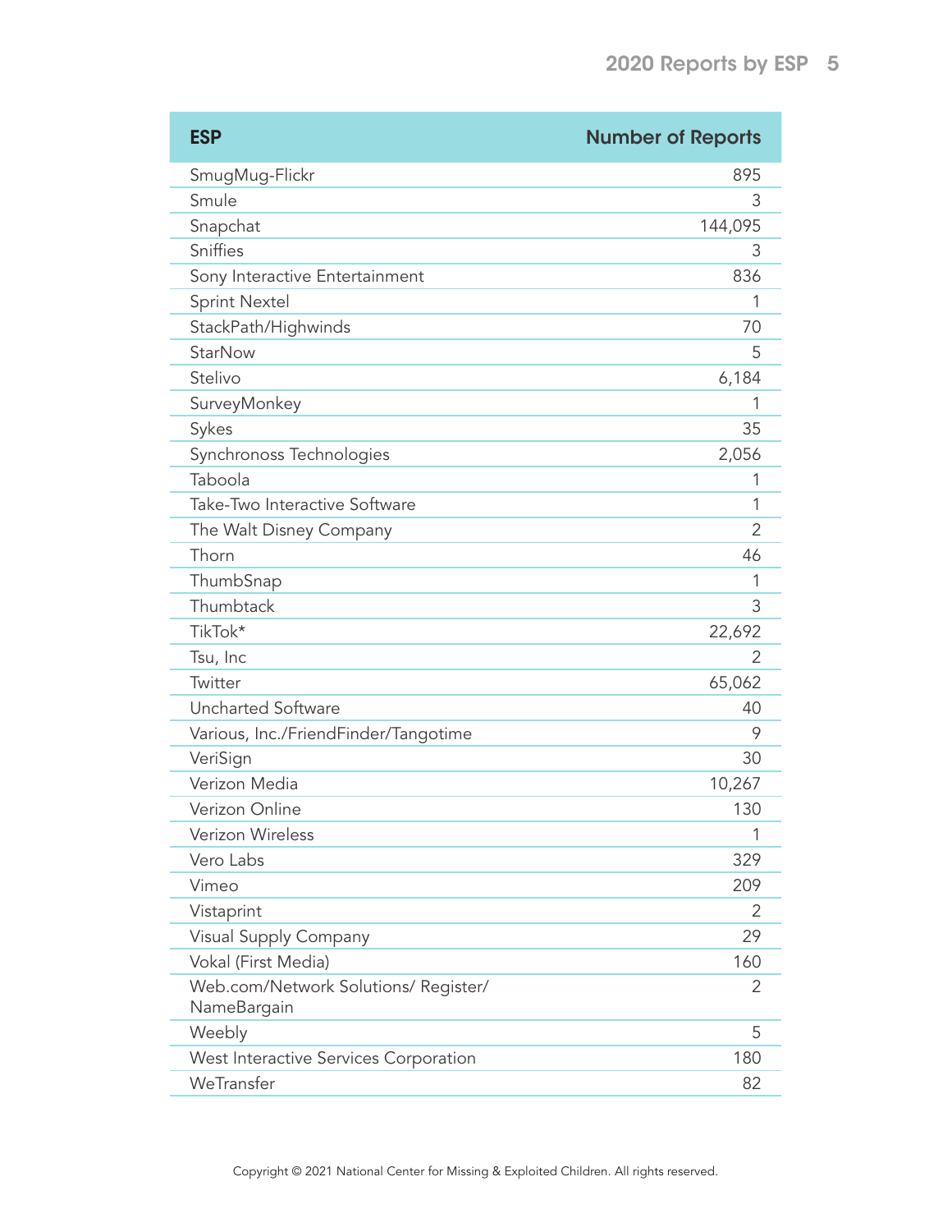| ESP | Number of Reports |
|---|---|
| SmugMug-Flickr | 895 |
| Smule | 3 |
| Snapchat | 144,095 |
| Sniffies | 3 |
| Sony Interactive Entertainment | 836 |
| Sprint Nextel | 1 |
| StackPath/Highwinds | 70 |
| StarNow | 5 |
| Stelivo | 6,184 |
| SurveyMonkey | 1 |
| Sykes | 35 |
| Synchronoss Technologies | 2,056 |
| Taboola | 1 |
| Take-Two Interactive Software | 1 |
| The Walt Disney Company | 2 |
| Thorn | 46 |
| ThumbSnap | 1 |
| Thumbtack | 3 |
| TikTok* | 22,692 |
| Tsu, Inc | 2 |
| Twitter | 65,062 |
| Uncharted Software | 40 |
| Various, Inc./FriendFinder/Tangotime | 9 |
| VeriSign | 30 |
| Verizon Media | 10,267 |
| Verizon Online | 130 |
| Verizon Wireless | 1 |
| Vero Labs | 329 |
| Vimeo | 209 |
| Vistaprint | 2 |
| Visual Supply Company | 29 |
| Vokal (First Media) | 160 |
| Web.com/Network Solutions/ Register/ NameBargain | 2 |
| Weebly | 5 |
| West Interactive Services Corporation | 180 |
| WeTransfer | 82 |

Copyright © 2021 National Center for Missing & Exploited Children. All rights reserved.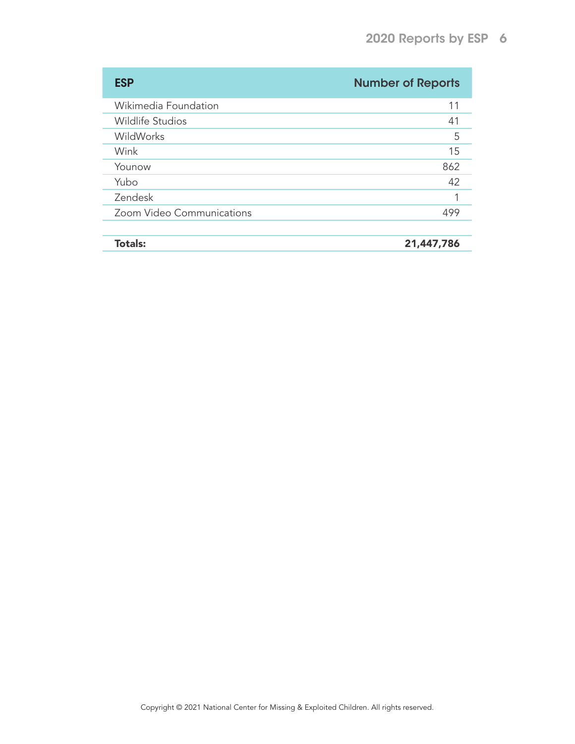| ESP | Number of Reports |
|---|---|
| Wikimedia Foundation | 11 |
| Wildlife Studios | 41 |
| WildWorks | 5 |
| Wink | 15 |
| Younow | 862 |
| Yubo | 42 |
| Zendesk | 1 |
| Zoom Video Communications | 499 |
| | |
| **Totals:** | **21,447,786** |

Copyright © 2021 National Center for Missing & Exploited Children. All rights reserved.